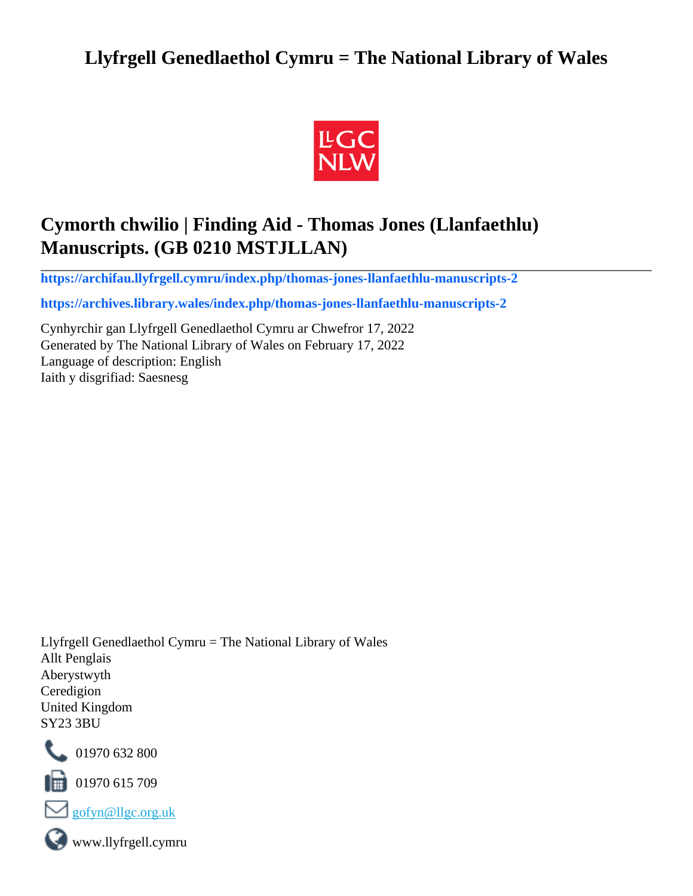# Llyfrgell Genedlaethol Cymru = The National Library of Wales

LLGC NLW

## Cymorth chwilio | Finding Aid - Thomas Jones (Llanfaethlu) Manuscripts. (GB 0210 MSTJLLAN)

**https://archifau.llyfrgell.cymru/index.php/thomas-jones-llanfaethlu-manuscripts-2**

**https://archives.library.wales/index.php/thomas-jones-llanfaethlu-manuscripts-2**

Cynhyrchir gan Llyfrgell Genedlaethol Cymru ar Chwefror 17, 2022
Generated by The National Library of Wales on February 17, 2022
Language of description: English
Iaith y disgrifiad: Saesnesg

Llyfrgell Genedlaethol Cymru = The National Library of Wales
Allt Penglais
Aberystwyth
Ceredigion
United Kingdom
SY23 3BU

01970 632 800

01970 615 709

gofyn@llgc.org.uk

www.llyfrgell.cymru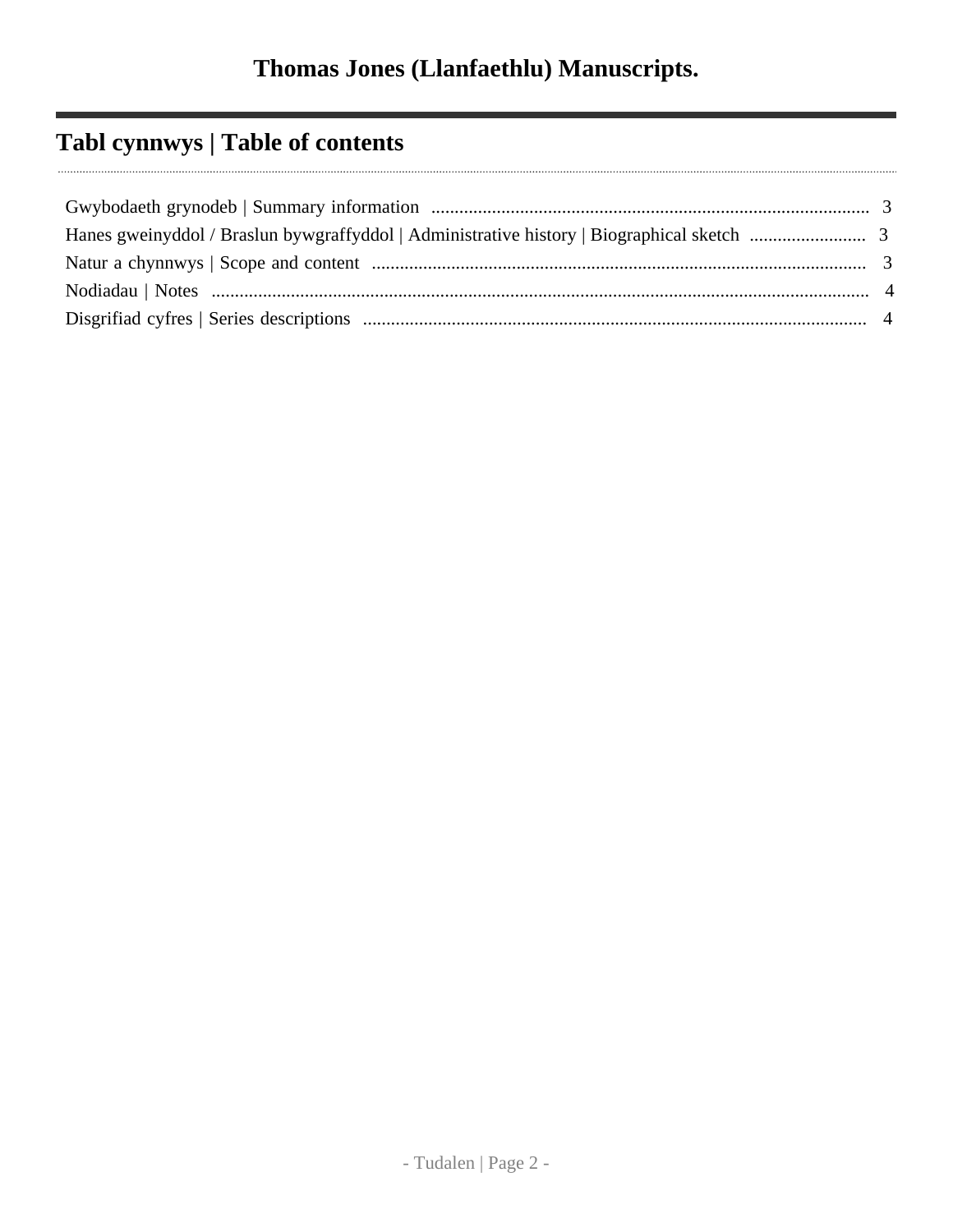# Thomas Jones (Llanfaethlu) Manuscripts.

## Tabl cynnwys | Table of contents

Gwybodaeth grynodeb | Summary information .......... 3
Hanes gweinyddol / Braslun bywgraffyddol | Administrative history | Biographical sketch .......... 3
Natur a chynnwys | Scope and content .......... 3
Nodiadau | Notes .......... 4
Disgrifiad cyfres | Series descriptions .......... 4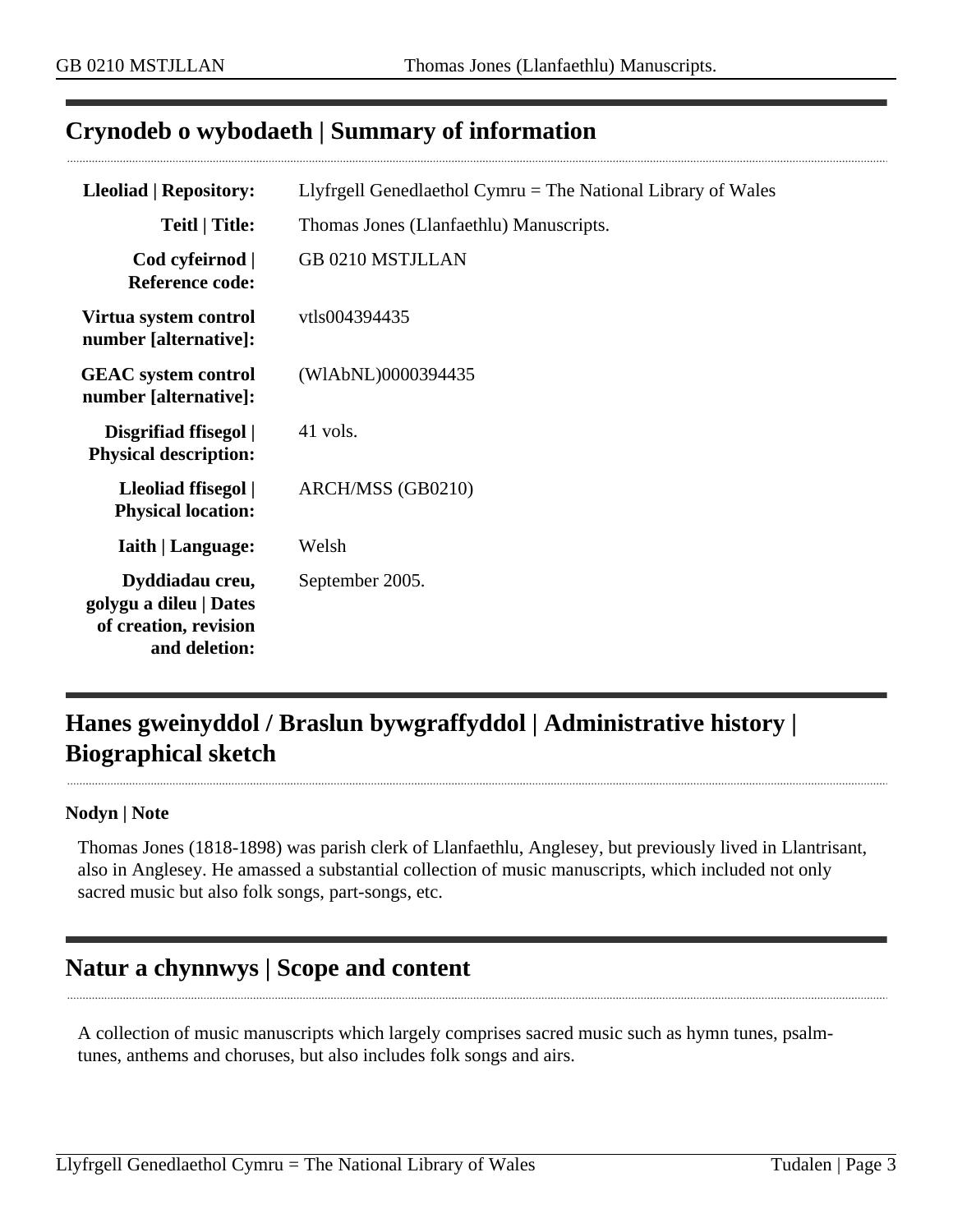## Crynodeb o wybodaeth | Summary of information

| | |
|---|---|
| **Lleoliad \| Repository:** | Llyfrgell Genedlaethol Cymru = The National Library of Wales |
| **Teitl \| Title:** | Thomas Jones (Llanfaethlu) Manuscripts. |
| **Cod cyfeirnod \| Reference code:** | GB 0210 MSTJLLAN |
| **Virtua system control number [alternative]:** | vtls004394435 |
| **GEAC system control number [alternative]:** | (WlAbNL)0000394435 |
| **Disgrifiad ffisegol \| Physical description:** | 41 vols. |
| **Lleoliad ffisegol \| Physical location:** | ARCH/MSS (GB0210) |
| **Iaith \| Language:** | Welsh |
| **Dyddiadau creu, golygu a dileu \| Dates of creation, revision and deletion:** | September 2005. |

## Hanes gweinyddol / Braslun bywgraffyddol | Administrative history | Biographical sketch

**Nodyn | Note**

Thomas Jones (1818-1898) was parish clerk of Llanfaethlu, Anglesey, but previously lived in Llantrisant, also in Anglesey. He amassed a substantial collection of music manuscripts, which included not only sacred music but also folk songs, part-songs, etc.

## Natur a chynnwys | Scope and content

A collection of music manuscripts which largely comprises sacred music such as hymn tunes, psalm-tunes, anthems and choruses, but also includes folk songs and airs.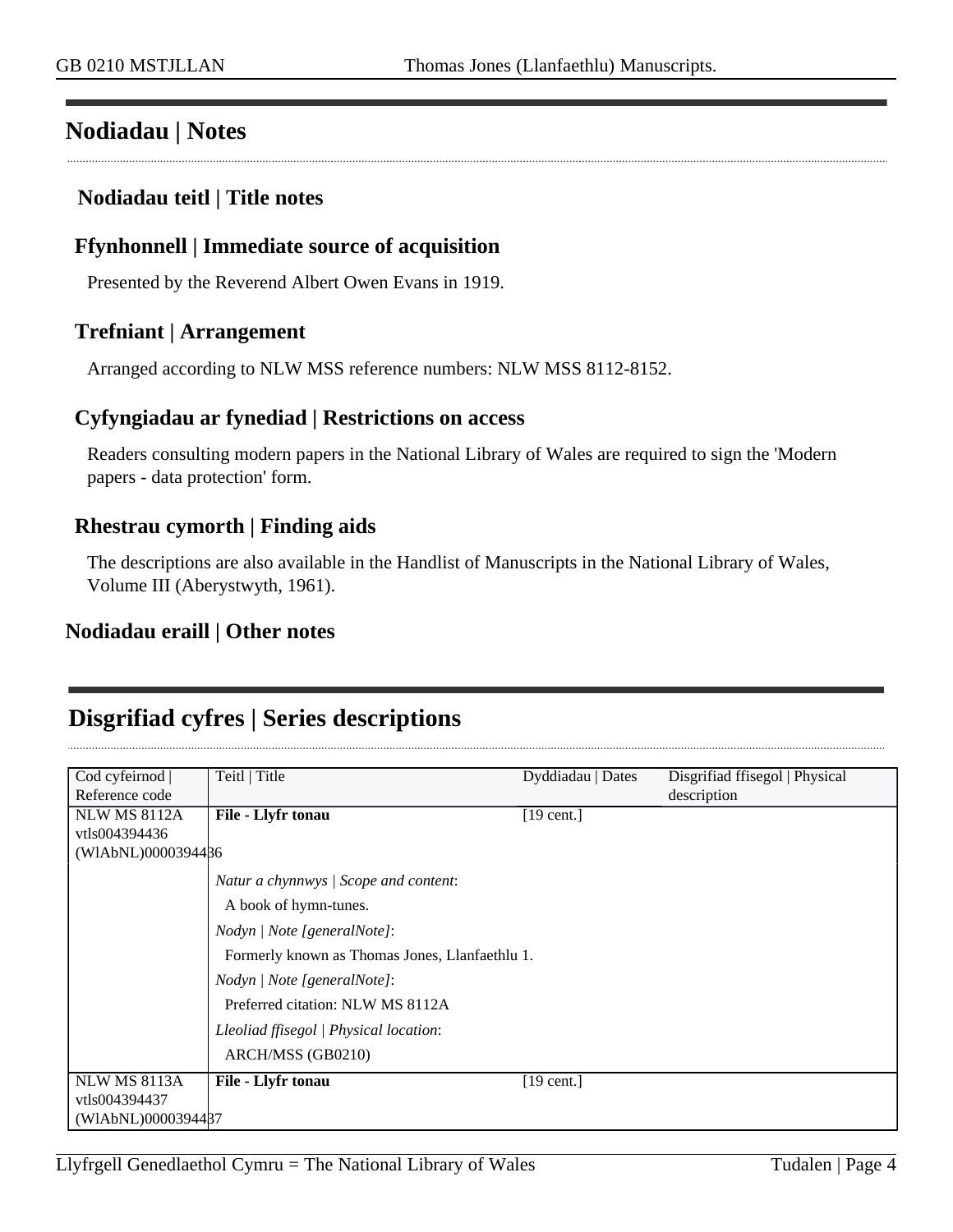## Nodiadau | Notes

### Nodiadau teitl | Title notes

### Ffynhonnell | Immediate source of acquisition

Presented by the Reverend Albert Owen Evans in 1919.

### Trefniant | Arrangement

Arranged according to NLW MSS reference numbers: NLW MSS 8112-8152.

### Cyfyngiadau ar fynediad | Restrictions on access

Readers consulting modern papers in the National Library of Wales are required to sign the 'Modern papers - data protection' form.

### Rhestrau cymorth | Finding aids

The descriptions are also available in the Handlist of Manuscripts in the National Library of Wales, Volume III (Aberystwyth, 1961).

### Nodiadau eraill | Other notes

## Disgrifiad cyfres | Series descriptions

| Cod cyfeirnod \| Reference code | Teitl \| Title | Dyddiadau \| Dates | Disgrifiad ffisegol \| Physical description |
|---|---|---|---|
| NLW MS 8112A vtls004394436 (WlAbNL)0000394436 | **File - Llyfr tonau** | [19 cent.] | |
| | *Natur a chynnwys \| Scope and content*: A book of hymn-tunes. *Nodyn \| Note [generalNote]*: Formerly known as Thomas Jones, Llanfaethlu 1. *Nodyn \| Note [generalNote]*: Preferred citation: NLW MS 8112A *Lleoliad ffisegol \| Physical location*: ARCH/MSS (GB0210) | | |
| NLW MS 8113A vtls004394437 (WlAbNL)0000394437 | **File - Llyfr tonau** | [19 cent.] | |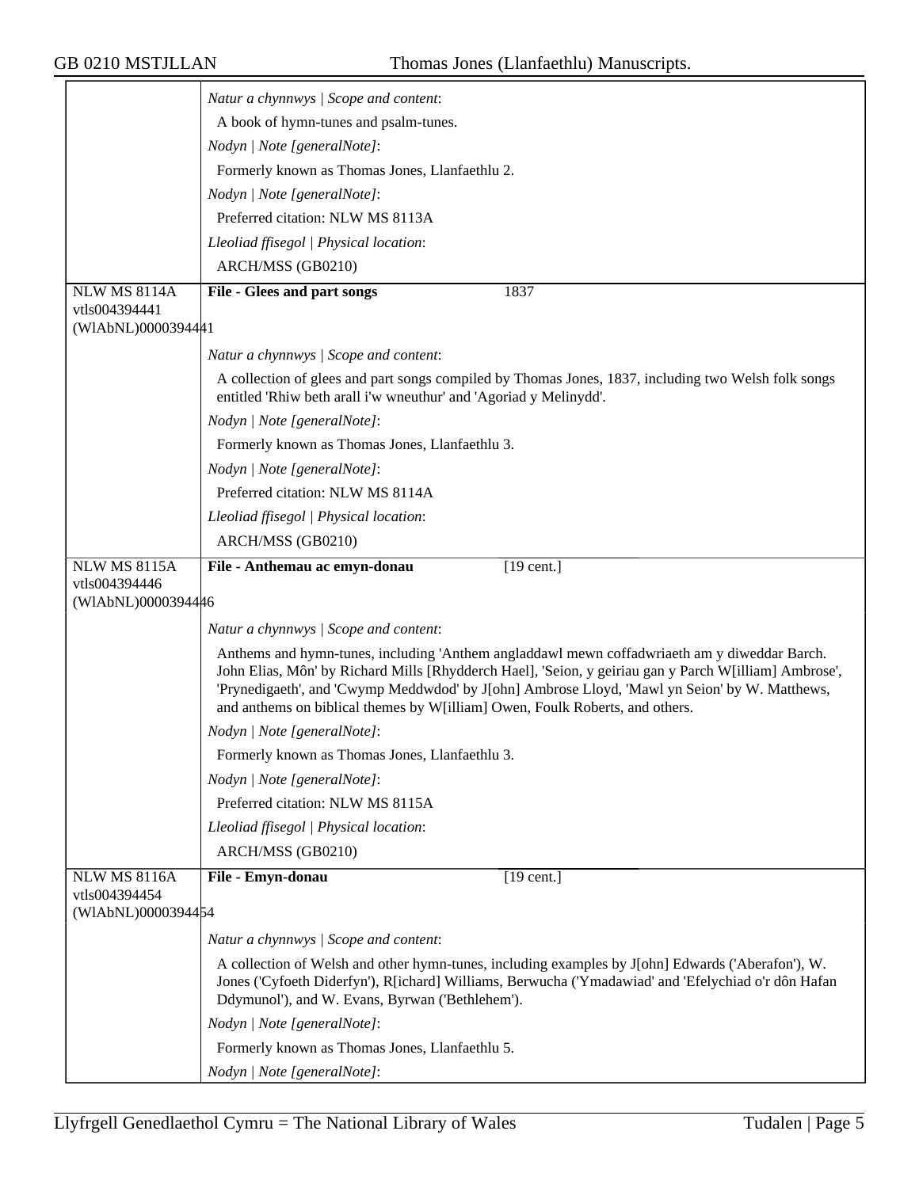*Natur a chynnwys | Scope and content*:

A book of hymn-tunes and psalm-tunes.

*Nodyn | Note [generalNote]*:

Formerly known as Thomas Jones, Llanfaethlu 2.

*Nodyn | Note [generalNote]*:

Preferred citation: NLW MS 8113A

*Lleoliad ffisegol | Physical location*:

ARCH/MSS (GB0210)

---

NLW MS 8114A
vtls004394441
(WlAbNL)0000394441

**File - Glees and part songs** 1837

*Natur a chynnwys | Scope and content*:

A collection of glees and part songs compiled by Thomas Jones, 1837, including two Welsh folk songs entitled 'Rhiw beth arall i'w wneuthur' and 'Agoriad y Melinydd'.

*Nodyn | Note [generalNote]*:

Formerly known as Thomas Jones, Llanfaethlu 3.

*Nodyn | Note [generalNote]*:

Preferred citation: NLW MS 8114A

*Lleoliad ffisegol | Physical location*:

ARCH/MSS (GB0210)

---

NLW MS 8115A
vtls004394446
(WlAbNL)0000394446

**File - Anthemau ac emyn-donau** [19 cent.]

*Natur a chynnwys | Scope and content*:

Anthems and hymn-tunes, including 'Anthem angladdawl mewn coffadwriaeth am y diweddar Barch. John Elias, Môn' by Richard Mills [Rhydderch Hael], 'Seion, y geiriau gan y Parch W[illiam] Ambrose', 'Prynedigaeth', and 'Cwymp Meddwdod' by J[ohn] Ambrose Lloyd, 'Mawl yn Seion' by W. Matthews, and anthems on biblical themes by W[illiam] Owen, Foulk Roberts, and others.

*Nodyn | Note [generalNote]*:

Formerly known as Thomas Jones, Llanfaethlu 3.

*Nodyn | Note [generalNote]*:

Preferred citation: NLW MS 8115A

*Lleoliad ffisegol | Physical location*:

ARCH/MSS (GB0210)

---

NLW MS 8116A
vtls004394454
(WlAbNL)0000394454

**File - Emyn-donau** [19 cent.]

*Natur a chynnwys | Scope and content*:

A collection of Welsh and other hymn-tunes, including examples by J[ohn] Edwards ('Aberafon'), W. Jones ('Cyfoeth Diderfyn'), R[ichard] Williams, Berwucha ('Ymadawiad' and 'Efelychiad o'r dôn Hafan Ddymunol'), and W. Evans, Byrwan ('Bethlehem').

*Nodyn | Note [generalNote]*:

Formerly known as Thomas Jones, Llanfaethlu 5.

*Nodyn | Note [generalNote]*: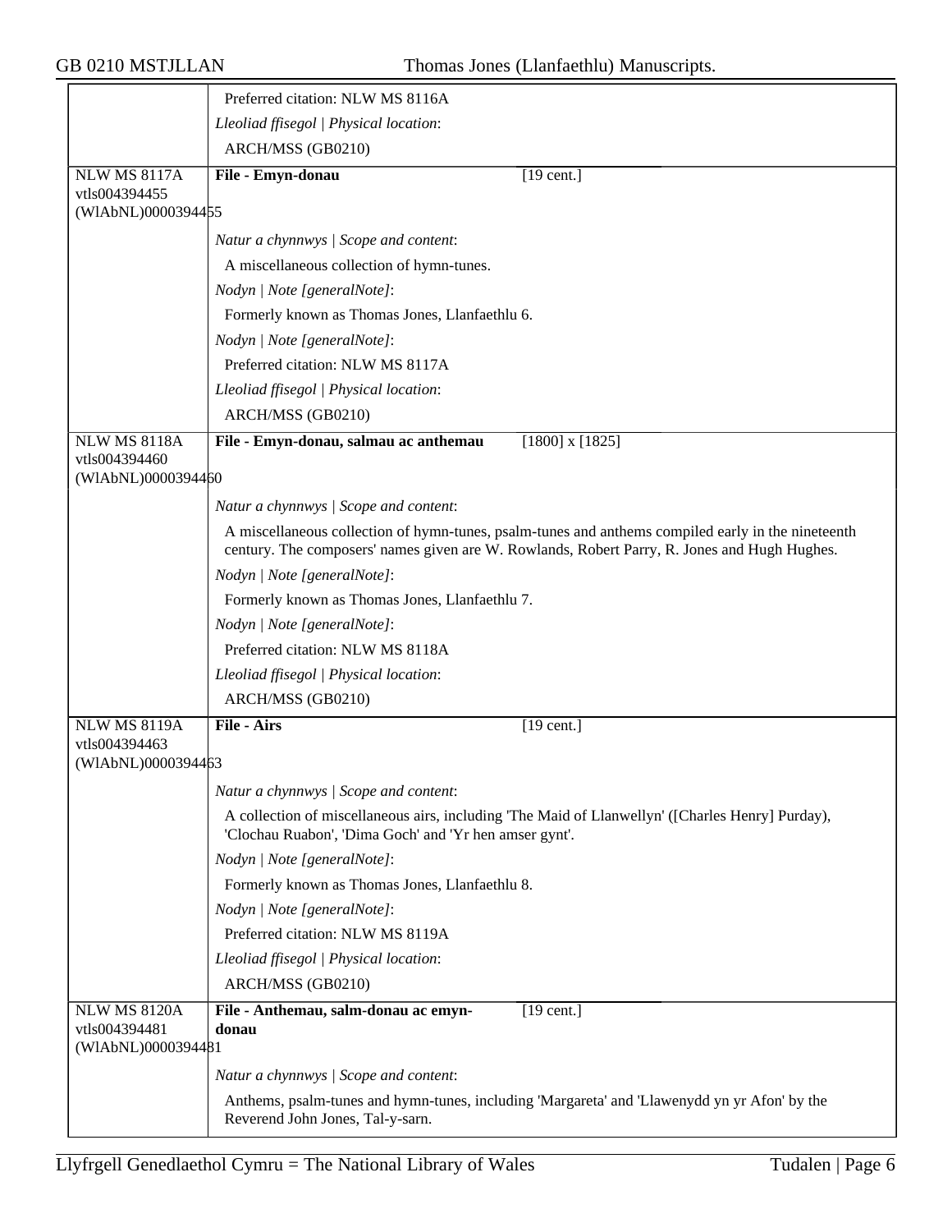Preferred citation: NLW MS 8116A

*Lleoliad ffisegol | Physical location*:

ARCH/MSS (GB0210)

---

NLW MS 8117A
vtls004394455
(WlAbNL)0000394455

**File - Emyn-donau** [19 cent.]

*Natur a chynnwys | Scope and content*:

A miscellaneous collection of hymn-tunes.

*Nodyn | Note [generalNote]*:

Formerly known as Thomas Jones, Llanfaethlu 6.

*Nodyn | Note [generalNote]*:

Preferred citation: NLW MS 8117A

*Lleoliad ffisegol | Physical location*:

ARCH/MSS (GB0210)

---

NLW MS 8118A
vtls004394460
(WlAbNL)0000394460

**File - Emyn-donau, salmau ac anthemau** [1800] x [1825]

*Natur a chynnwys | Scope and content*:

A miscellaneous collection of hymn-tunes, psalm-tunes and anthems compiled early in the nineteenth century. The composers' names given are W. Rowlands, Robert Parry, R. Jones and Hugh Hughes.

*Nodyn | Note [generalNote]*:

Formerly known as Thomas Jones, Llanfaethlu 7.

*Nodyn | Note [generalNote]*:

Preferred citation: NLW MS 8118A

*Lleoliad ffisegol | Physical location*:

ARCH/MSS (GB0210)

---

NLW MS 8119A
vtls004394463
(WlAbNL)0000394463

**File - Airs** [19 cent.]

*Natur a chynnwys | Scope and content*:

A collection of miscellaneous airs, including 'The Maid of Llanwellyn' ([Charles Henry] Purday), 'Clochau Ruabon', 'Dima Goch' and 'Yr hen amser gynt'.

*Nodyn | Note [generalNote]*:

Formerly known as Thomas Jones, Llanfaethlu 8.

*Nodyn | Note [generalNote]*:

Preferred citation: NLW MS 8119A

*Lleoliad ffisegol | Physical location*:

ARCH/MSS (GB0210)

---

NLW MS 8120A
vtls004394481
(WlAbNL)0000394481

**File - Anthemau, salm-donau ac emyn-donau** [19 cent.]

*Natur a chynnwys | Scope and content*:

Anthems, psalm-tunes and hymn-tunes, including 'Margareta' and 'Llawenydd yn yr Afon' by the Reverend John Jones, Tal-y-sarn.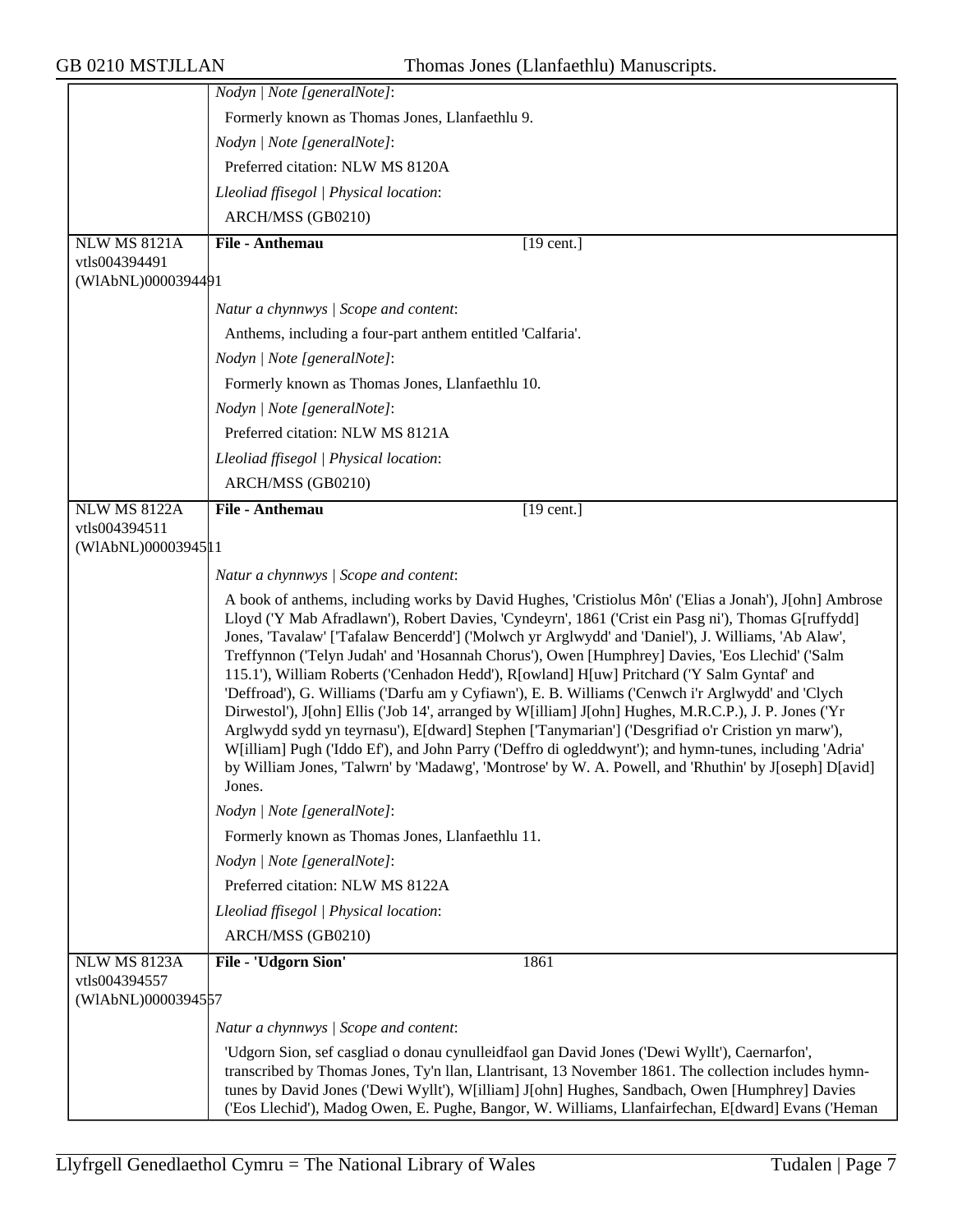*Nodyn | Note [generalNote]*:

Formerly known as Thomas Jones, Llanfaethlu 9.

*Nodyn | Note [generalNote]*:

Preferred citation: NLW MS 8120A

*Lleoliad ffisegol | Physical location*:

ARCH/MSS (GB0210)

---

NLW MS 8121A
vtls004394491
(WlAbNL)0000394491

**File - Anthemau** [19 cent.]

*Natur a chynnwys | Scope and content*:

Anthems, including a four-part anthem entitled 'Calfaria'.

*Nodyn | Note [generalNote]*:

Formerly known as Thomas Jones, Llanfaethlu 10.

*Nodyn | Note [generalNote]*:

Preferred citation: NLW MS 8121A

*Lleoliad ffisegol | Physical location*:

ARCH/MSS (GB0210)

---

NLW MS 8122A
vtls004394511
(WlAbNL)0000394511

**File - Anthemau** [19 cent.]

*Natur a chynnwys | Scope and content*:

A book of anthems, including works by David Hughes, 'Cristiolus Môn' ('Elias a Jonah'), J[ohn] Ambrose Lloyd ('Y Mab Afradlawn'), Robert Davies, 'Cyndeyrn', 1861 ('Crist ein Pasg ni'), Thomas G[ruffydd] Jones, 'Tavalaw' ['Tafalaw Bencerdd'] ('Molwch yr Arglwydd' and 'Daniel'), J. Williams, 'Ab Alaw', Treffynnon ('Telyn Judah' and 'Hosannah Chorus'), Owen [Humphrey] Davies, 'Eos Llechid' ('Salm 115.1'), William Roberts ('Cenhadon Hedd'), R[owland] H[uw] Pritchard ('Y Salm Gyntaf' and 'Deffroad'), G. Williams ('Darfu am y Cyfiawn'), E. B. Williams ('Cenwch i'r Arglwydd' and 'Clych Dirwestol'), J[ohn] Ellis ('Job 14', arranged by W[illiam] J[ohn] Hughes, M.R.C.P.), J. P. Jones ('Yr Arglwydd sydd yn teyrnasu'), E[dward] Stephen ['Tanymarian'] ('Desgrifiad o'r Cristion yn marw'), W[illiam] Pugh ('Iddo Ef'), and John Parry ('Deffro di ogleddwynt'); and hymn-tunes, including 'Adria' by William Jones, 'Talwrn' by 'Madawg', 'Montrose' by W. A. Powell, and 'Rhuthin' by J[oseph] D[avid] Jones.

*Nodyn | Note [generalNote]*:

Formerly known as Thomas Jones, Llanfaethlu 11.

*Nodyn | Note [generalNote]*:

Preferred citation: NLW MS 8122A

*Lleoliad ffisegol | Physical location*:

ARCH/MSS (GB0210)

---

NLW MS 8123A
vtls004394557
(WlAbNL)0000394557

**File - 'Udgorn Sion'** 1861

*Natur a chynnwys | Scope and content*:

'Udgorn Sion, sef casgliad o donau cynulleidfaol gan David Jones ('Dewi Wyllt'), Caernarfon', transcribed by Thomas Jones, Ty'n llan, Llantrisant, 13 November 1861. The collection includes hymn-tunes by David Jones ('Dewi Wyllt'), W[illiam] J[ohn] Hughes, Sandbach, Owen [Humphrey] Davies ('Eos Llechid'), Madog Owen, E. Pughe, Bangor, W. Williams, Llanfairfechan, E[dward] Evans ('Heman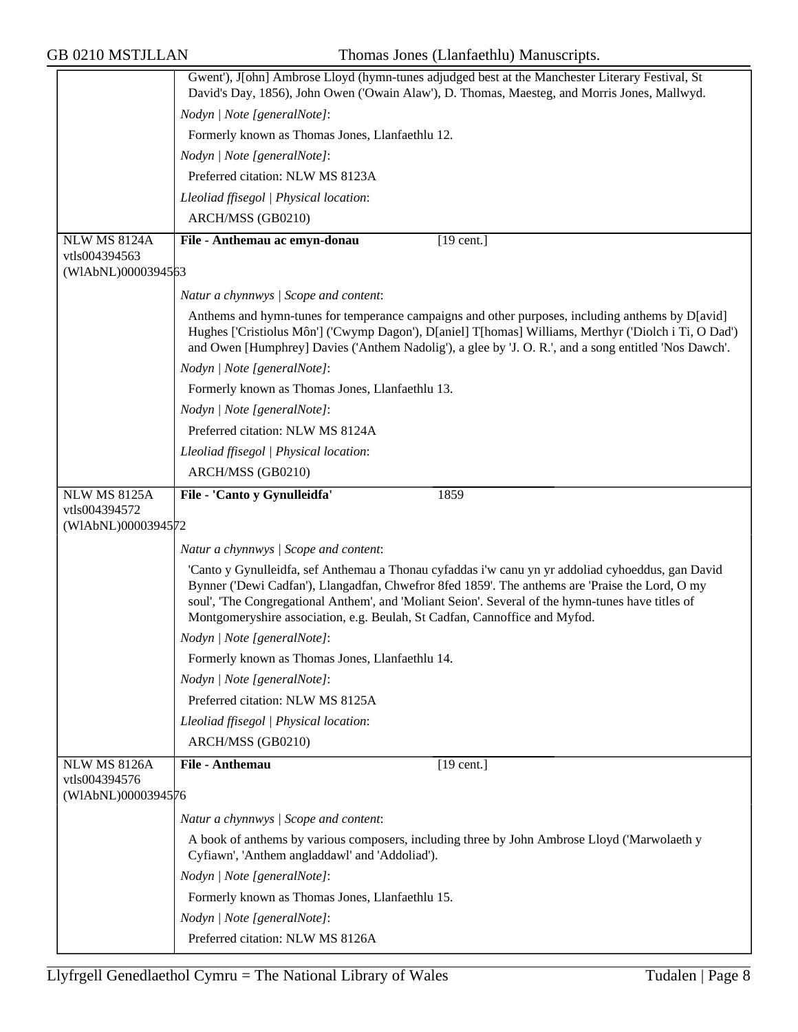Gwent'), J[ohn] Ambrose Lloyd (hymn-tunes adjudged best at the Manchester Literary Festival, St David's Day, 1856), John Owen ('Owain Alaw'), D. Thomas, Maesteg, and Morris Jones, Mallwyd.

*Nodyn | Note [generalNote]*:

Formerly known as Thomas Jones, Llanfaethlu 12.

*Nodyn | Note [generalNote]*:

Preferred citation: NLW MS 8123A

*Lleoliad ffisegol | Physical location*:

ARCH/MSS (GB0210)

---

NLW MS 8124A
vtls004394563
(WlAbNL)0000394563

**File - Anthemau ac emyn-donau** [19 cent.]

*Natur a chynnwys | Scope and content*:

Anthems and hymn-tunes for temperance campaigns and other purposes, including anthems by D[avid] Hughes ['Cristiolus Môn'] ('Cwymp Dagon'), D[aniel] T[homas] Williams, Merthyr ('Diolch i Ti, O Dad') and Owen [Humphrey] Davies ('Anthem Nadolig'), a glee by 'J. O. R.', and a song entitled 'Nos Dawch'.

*Nodyn | Note [generalNote]*:

Formerly known as Thomas Jones, Llanfaethlu 13.

*Nodyn | Note [generalNote]*:

Preferred citation: NLW MS 8124A

*Lleoliad ffisegol | Physical location*:

ARCH/MSS (GB0210)

---

NLW MS 8125A
vtls004394572
(WlAbNL)0000394572

**File - 'Canto y Gynulleidfa'** 1859

*Natur a chynnwys | Scope and content*:

'Canto y Gynulleidfa, sef Anthemau a Thonau cyfaddas i'w canu yn yr addoliad cyhoeddus, gan David Bynner ('Dewi Cadfan'), Llangadfan, Chwefror 8fed 1859'. The anthems are 'Praise the Lord, O my soul', 'The Congregational Anthem', and 'Moliant Seion'. Several of the hymn-tunes have titles of Montgomeryshire association, e.g. Beulah, St Cadfan, Cannoffice and Myfod.

*Nodyn | Note [generalNote]*:

Formerly known as Thomas Jones, Llanfaethlu 14.

*Nodyn | Note [generalNote]*:

Preferred citation: NLW MS 8125A

*Lleoliad ffisegol | Physical location*:

ARCH/MSS (GB0210)

---

NLW MS 8126A
vtls004394576
(WlAbNL)0000394576

**File - Anthemau** [19 cent.]

*Natur a chynnwys | Scope and content*:

A book of anthems by various composers, including three by John Ambrose Lloyd ('Marwolaeth y Cyfiawn', 'Anthem angladdawl' and 'Addoliad').

*Nodyn | Note [generalNote]*:

Formerly known as Thomas Jones, Llanfaethlu 15.

*Nodyn | Note [generalNote]*:

Preferred citation: NLW MS 8126A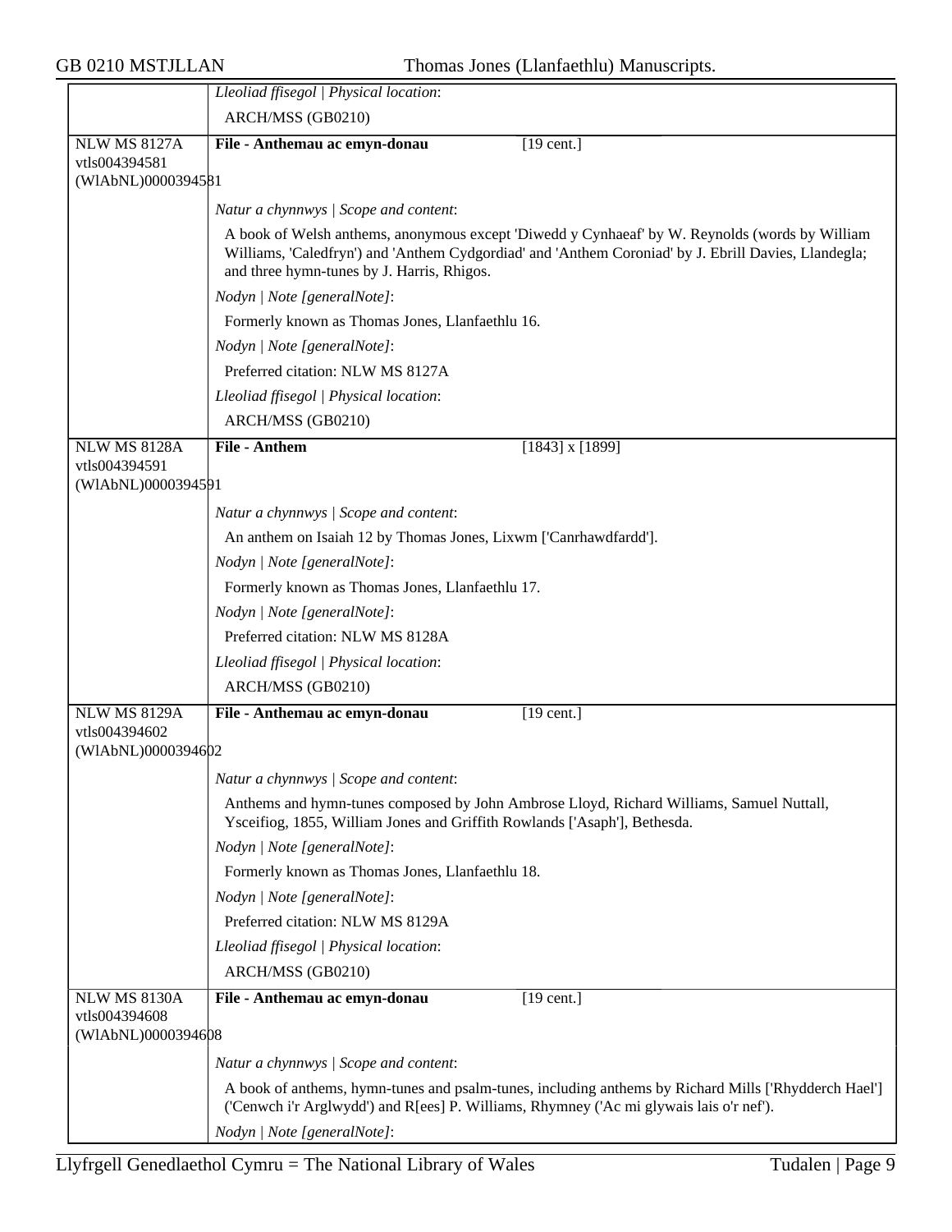*Lleoliad ffisegol | Physical location*:

ARCH/MSS (GB0210)

---

**NLW MS 8127A**
vtls004394581
(WlAbNL)0000394581

**File - Anthemau ac emyn-donau** [19 cent.]

*Natur a chynnwys | Scope and content*:

A book of Welsh anthems, anonymous except 'Diwedd y Cynhaeaf' by W. Reynolds (words by William Williams, 'Caledfryn') and 'Anthem Cydgordiad' and 'Anthem Coroniad' by J. Ebrill Davies, Llandegla; and three hymn-tunes by J. Harris, Rhigos.

*Nodyn | Note [generalNote]*:

Formerly known as Thomas Jones, Llanfaethlu 16.

*Nodyn | Note [generalNote]*:

Preferred citation: NLW MS 8127A

*Lleoliad ffisegol | Physical location*:

ARCH/MSS (GB0210)

---

**NLW MS 8128A**
vtls004394591
(WlAbNL)0000394591

**File - Anthem** [1843] x [1899]

*Natur a chynnwys | Scope and content*:

An anthem on Isaiah 12 by Thomas Jones, Lixwm ['Canrhawdfardd'].

*Nodyn | Note [generalNote]*:

Formerly known as Thomas Jones, Llanfaethlu 17.

*Nodyn | Note [generalNote]*:

Preferred citation: NLW MS 8128A

*Lleoliad ffisegol | Physical location*:

ARCH/MSS (GB0210)

---

**NLW MS 8129A**
vtls004394602
(WlAbNL)0000394602

**File - Anthemau ac emyn-donau** [19 cent.]

*Natur a chynnwys | Scope and content*:

Anthems and hymn-tunes composed by John Ambrose Lloyd, Richard Williams, Samuel Nuttall, Ysceifiog, 1855, William Jones and Griffith Rowlands ['Asaph'], Bethesda.

*Nodyn | Note [generalNote]*:

Formerly known as Thomas Jones, Llanfaethlu 18.

*Nodyn | Note [generalNote]*:

Preferred citation: NLW MS 8129A

*Lleoliad ffisegol | Physical location*:

ARCH/MSS (GB0210)

---

**NLW MS 8130A**
vtls004394608
(WlAbNL)0000394608

**File - Anthemau ac emyn-donau** [19 cent.]

*Natur a chynnwys | Scope and content*:

A book of anthems, hymn-tunes and psalm-tunes, including anthems by Richard Mills ['Rhydderch Hael'] ('Cenwch i'r Arglwydd') and R[ees] P. Williams, Rhymney ('Ac mi glywais lais o'r nef').

*Nodyn | Note [generalNote]*: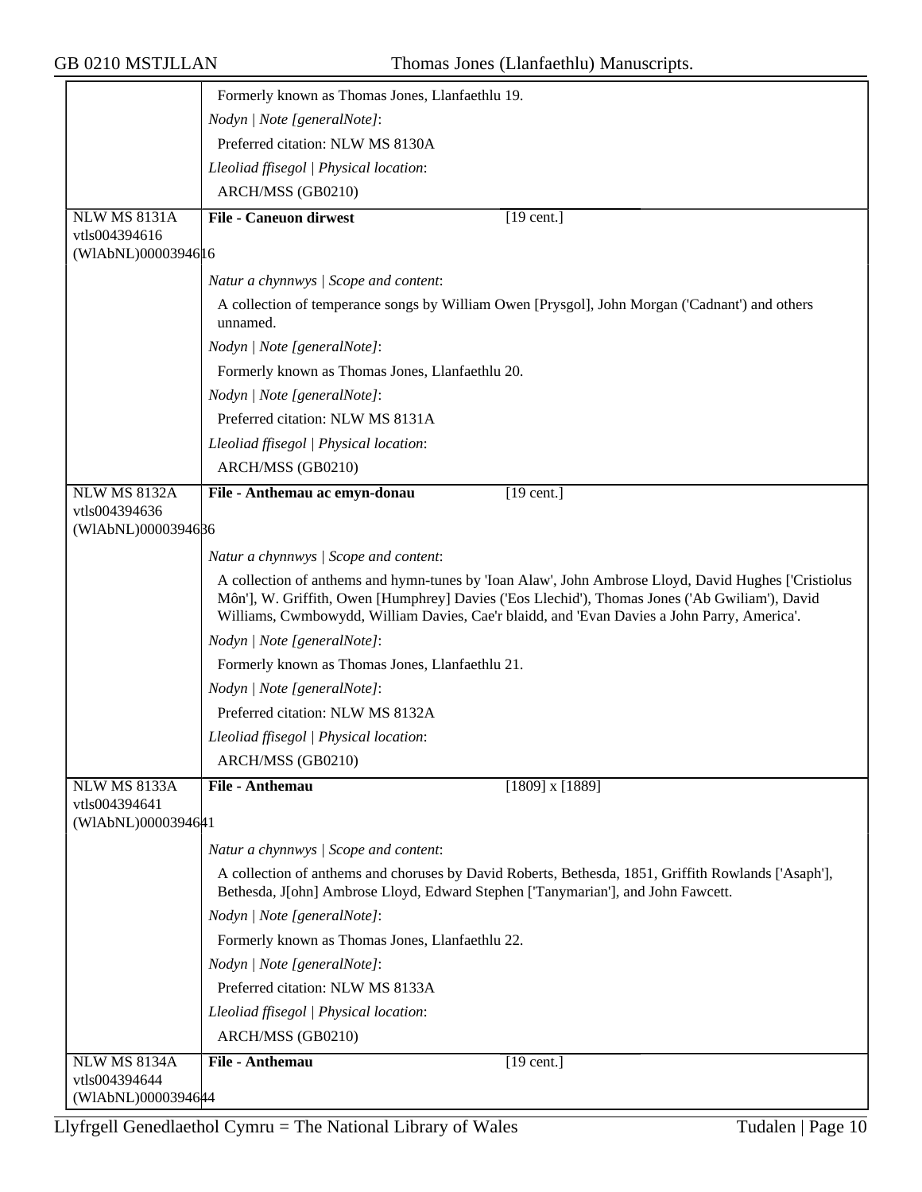Formerly known as Thomas Jones, Llanfaethlu 19.

*Nodyn | Note [generalNote]*:

Preferred citation: NLW MS 8130A

*Lleoliad ffisegol | Physical location*:

ARCH/MSS (GB0210)

---

NLW MS 8131A
vtls004394616
(WlAbNL)0000394616

**File - Caneuon dirwest** [19 cent.]

*Natur a chynnwys | Scope and content*:

A collection of temperance songs by William Owen [Prysgol], John Morgan ('Cadnant') and others unnamed.

*Nodyn | Note [generalNote]*:

Formerly known as Thomas Jones, Llanfaethlu 20.

*Nodyn | Note [generalNote]*:

Preferred citation: NLW MS 8131A

*Lleoliad ffisegol | Physical location*:

ARCH/MSS (GB0210)

---

NLW MS 8132A
vtls004394636
(WlAbNL)0000394636

**File - Anthemau ac emyn-donau** [19 cent.]

*Natur a chynnwys | Scope and content*:

A collection of anthems and hymn-tunes by 'Ioan Alaw', John Ambrose Lloyd, David Hughes ['Cristiolus Môn'], W. Griffith, Owen [Humphrey] Davies ('Eos Llechid'), Thomas Jones ('Ab Gwiliam'), David Williams, Cwmbowydd, William Davies, Cae'r blaidd, and 'Evan Davies a John Parry, America'.

*Nodyn | Note [generalNote]*:

Formerly known as Thomas Jones, Llanfaethlu 21.

*Nodyn | Note [generalNote]*:

Preferred citation: NLW MS 8132A

*Lleoliad ffisegol | Physical location*:

ARCH/MSS (GB0210)

---

NLW MS 8133A
vtls004394641
(WlAbNL)0000394641

**File - Anthemau** [1809] x [1889]

*Natur a chynnwys | Scope and content*:

A collection of anthems and choruses by David Roberts, Bethesda, 1851, Griffith Rowlands ['Asaph'], Bethesda, J[ohn] Ambrose Lloyd, Edward Stephen ['Tanymarian'], and John Fawcett.

*Nodyn | Note [generalNote]*:

Formerly known as Thomas Jones, Llanfaethlu 22.

*Nodyn | Note [generalNote]*:

Preferred citation: NLW MS 8133A

*Lleoliad ffisegol | Physical location*:

ARCH/MSS (GB0210)

---

NLW MS 8134A
vtls004394644
(WlAbNL)0000394644

**File - Anthemau** [19 cent.]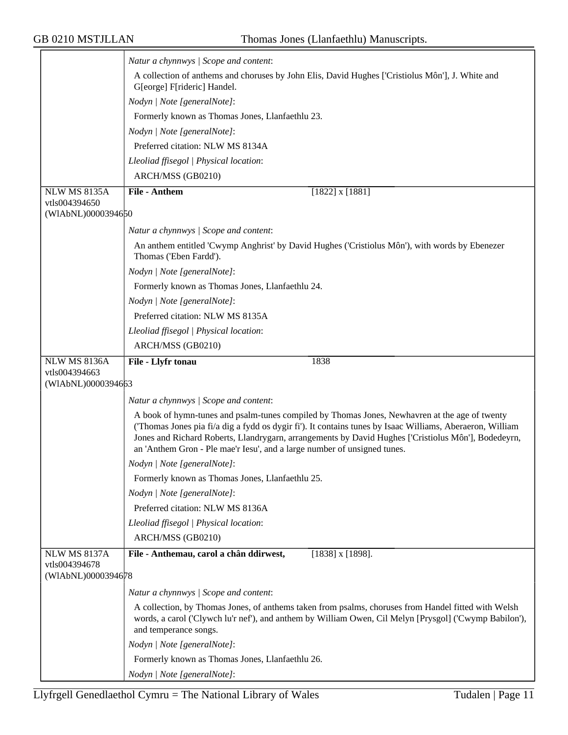*Natur a chynnwys | Scope and content*:

A collection of anthems and choruses by John Elis, David Hughes ['Cristiolus Môn'], J. White and G[eorge] F[rideric] Handel.

*Nodyn | Note [generalNote]*:

Formerly known as Thomas Jones, Llanfaethlu 23.

*Nodyn | Note [generalNote]*:

Preferred citation: NLW MS 8134A

*Lleoliad ffisegol | Physical location*:

ARCH/MSS (GB0210)

---

NLW MS 8135A
vtls004394650
(WlAbNL)0000394650

**File - Anthem** [1822] x [1881]

*Natur a chynnwys | Scope and content*:

An anthem entitled 'Cwymp Anghrist' by David Hughes ('Cristiolus Môn'), with words by Ebenezer Thomas ('Eben Fardd').

*Nodyn | Note [generalNote]*:

Formerly known as Thomas Jones, Llanfaethlu 24.

*Nodyn | Note [generalNote]*:

Preferred citation: NLW MS 8135A

*Lleoliad ffisegol | Physical location*:

ARCH/MSS (GB0210)

---

NLW MS 8136A
vtls004394663
(WlAbNL)0000394663

**File - Llyfr tonau** 1838

*Natur a chynnwys | Scope and content*:

A book of hymn-tunes and psalm-tunes compiled by Thomas Jones, Newhavren at the age of twenty ('Thomas Jones pia fi/a dig a fydd os dygir fi'). It contains tunes by Isaac Williams, Aberaeron, William Jones and Richard Roberts, Llandrygarn, arrangements by David Hughes ['Cristiolus Môn'], Bodedeyrn, an 'Anthem Gron - Ple mae'r Iesu', and a large number of unsigned tunes.

*Nodyn | Note [generalNote]*:

Formerly known as Thomas Jones, Llanfaethlu 25.

*Nodyn | Note [generalNote]*:

Preferred citation: NLW MS 8136A

*Lleoliad ffisegol | Physical location*:

ARCH/MSS (GB0210)

---

NLW MS 8137A
vtls004394678
(WlAbNL)0000394678

**File - Anthemau, carol a chân ddirwest,** [1838] x [1898].

*Natur a chynnwys | Scope and content*:

A collection, by Thomas Jones, of anthems taken from psalms, choruses from Handel fitted with Welsh words, a carol ('Clywch lu'r nef'), and anthem by William Owen, Cil Melyn [Prysgol] ('Cwymp Babilon'), and temperance songs.

*Nodyn | Note [generalNote]*:

Formerly known as Thomas Jones, Llanfaethlu 26.

*Nodyn | Note [generalNote]*: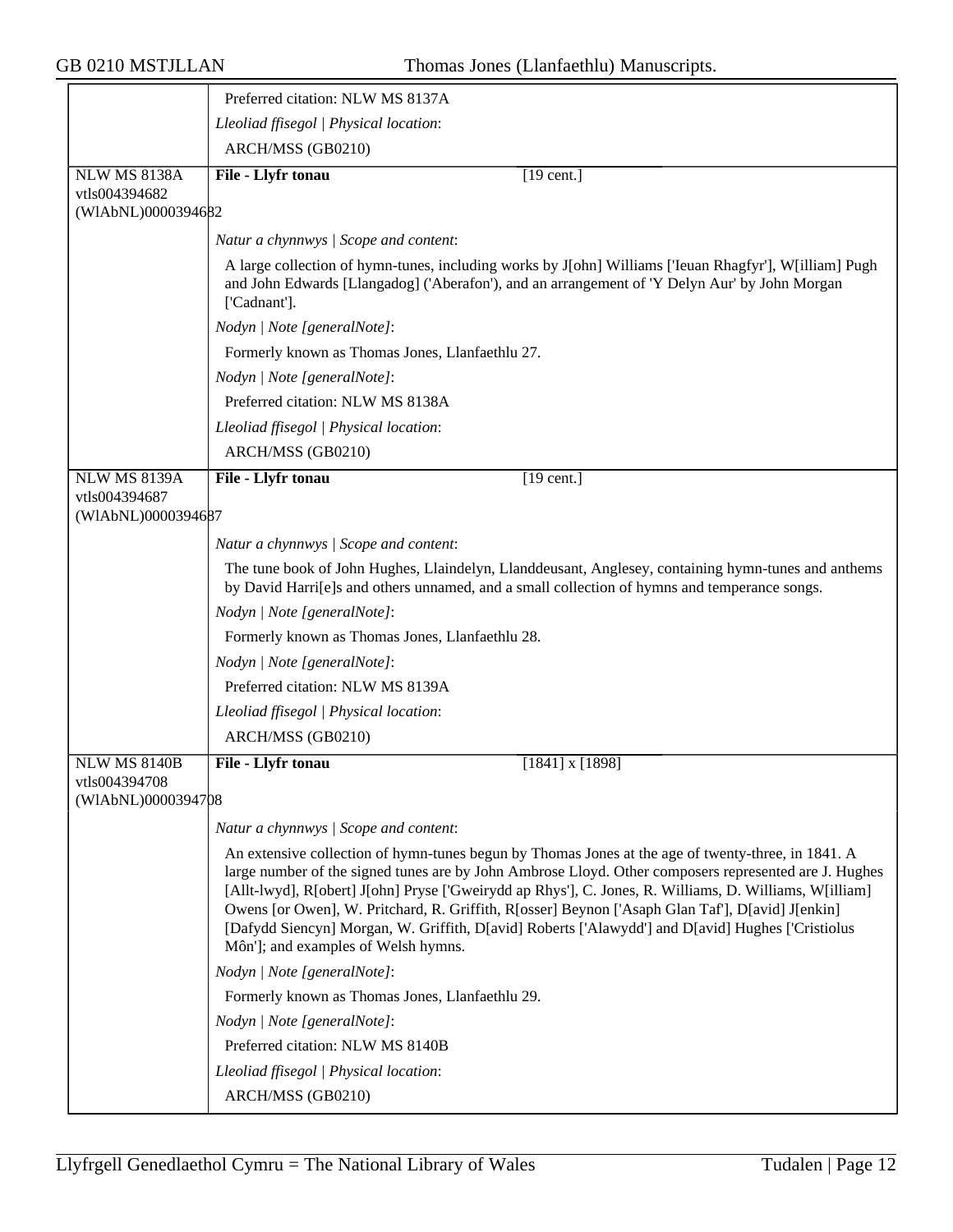Preferred citation: NLW MS 8137A

*Lleoliad ffisegol | Physical location*:

ARCH/MSS (GB0210)

---

NLW MS 8138A
vtls004394682
(WlAbNL)0000394682

**File - Llyfr tonau** [19 cent.]

*Natur a chynnwys | Scope and content*:

A large collection of hymn-tunes, including works by J[ohn] Williams ['Ieuan Rhagfyr'], W[illiam] Pugh and John Edwards [Llangadog] ('Aberafon'), and an arrangement of 'Y Delyn Aur' by John Morgan ['Cadnant'].

*Nodyn | Note [generalNote]*:

Formerly known as Thomas Jones, Llanfaethlu 27.

*Nodyn | Note [generalNote]*:

Preferred citation: NLW MS 8138A

*Lleoliad ffisegol | Physical location*:

ARCH/MSS (GB0210)

---

NLW MS 8139A
vtls004394687
(WlAbNL)0000394687

**File - Llyfr tonau** [19 cent.]

*Natur a chynnwys | Scope and content*:

The tune book of John Hughes, Llaindelyn, Llanddeusant, Anglesey, containing hymn-tunes and anthems by David Harri[e]s and others unnamed, and a small collection of hymns and temperance songs.

*Nodyn | Note [generalNote]*:

Formerly known as Thomas Jones, Llanfaethlu 28.

*Nodyn | Note [generalNote]*:

Preferred citation: NLW MS 8139A

*Lleoliad ffisegol | Physical location*:

ARCH/MSS (GB0210)

---

NLW MS 8140B
vtls004394708
(WlAbNL)0000394708

**File - Llyfr tonau** [1841] x [1898]

*Natur a chynnwys | Scope and content*:

An extensive collection of hymn-tunes begun by Thomas Jones at the age of twenty-three, in 1841. A large number of the signed tunes are by John Ambrose Lloyd. Other composers represented are J. Hughes [Allt-lwyd], R[obert] J[ohn] Pryse ['Gweirydd ap Rhys'], C. Jones, R. Williams, D. Williams, W[illiam] Owens [or Owen], W. Pritchard, R. Griffith, R[osser] Beynon ['Asaph Glan Taf'], D[avid] J[enkin] [Dafydd Siencyn] Morgan, W. Griffith, D[avid] Roberts ['Alawydd'] and D[avid] Hughes ['Cristiolus Môn']; and examples of Welsh hymns.

*Nodyn | Note [generalNote]*:

Formerly known as Thomas Jones, Llanfaethlu 29.

*Nodyn | Note [generalNote]*:

Preferred citation: NLW MS 8140B

*Lleoliad ffisegol | Physical location*:

ARCH/MSS (GB0210)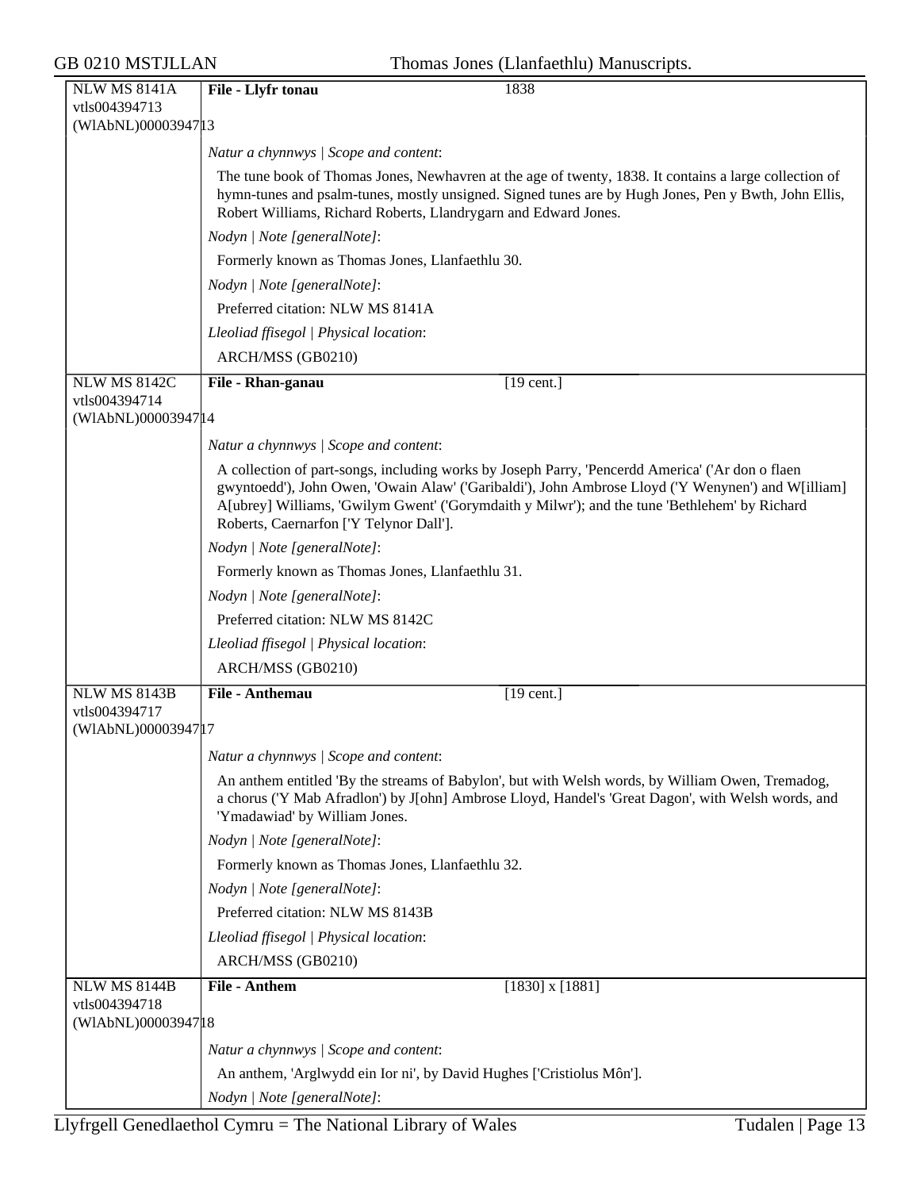| NLW MS 8141A vtls004394713 (WlAbNL)0000394713 | **File - Llyfr tonau** | 1838 |
|---|---|---|

*Natur a chynnwys | Scope and content*:

The tune book of Thomas Jones, Newhavren at the age of twenty, 1838. It contains a large collection of hymn-tunes and psalm-tunes, mostly unsigned. Signed tunes are by Hugh Jones, Pen y Bwth, John Ellis, Robert Williams, Richard Roberts, Llandrygarn and Edward Jones.

*Nodyn | Note [generalNote]*:

Formerly known as Thomas Jones, Llanfaethlu 30.

*Nodyn | Note [generalNote]*:

Preferred citation: NLW MS 8141A

*Lleoliad ffisegol | Physical location*:

ARCH/MSS (GB0210)

| NLW MS 8142C vtls004394714 (WlAbNL)0000394714 | **File - Rhan-ganau** | [19 cent.] |
|---|---|---|

*Natur a chynnwys | Scope and content*:

A collection of part-songs, including works by Joseph Parry, 'Pencerdd America' ('Ar don o flaen gwyntoedd'), John Owen, 'Owain Alaw' ('Garibaldi'), John Ambrose Lloyd ('Y Wenynen') and W[illiam] A[ubrey] Williams, 'Gwilym Gwent' ('Gorymdaith y Milwr'); and the tune 'Bethlehem' by Richard Roberts, Caernarfon ['Y Telynor Dall'].

*Nodyn | Note [generalNote]*:

Formerly known as Thomas Jones, Llanfaethlu 31.

*Nodyn | Note [generalNote]*:

Preferred citation: NLW MS 8142C

*Lleoliad ffisegol | Physical location*:

ARCH/MSS (GB0210)

| NLW MS 8143B vtls004394717 (WlAbNL)0000394717 | **File - Anthemau** | [19 cent.] |
|---|---|---|

*Natur a chynnwys | Scope and content*:

An anthem entitled 'By the streams of Babylon', but with Welsh words, by William Owen, Tremadog, a chorus ('Y Mab Afradlon') by J[ohn] Ambrose Lloyd, Handel's 'Great Dagon', with Welsh words, and 'Ymadawiad' by William Jones.

*Nodyn | Note [generalNote]*:

Formerly known as Thomas Jones, Llanfaethlu 32.

*Nodyn | Note [generalNote]*:

Preferred citation: NLW MS 8143B

*Lleoliad ffisegol | Physical location*:

ARCH/MSS (GB0210)

| NLW MS 8144B vtls004394718 (WlAbNL)0000394718 | **File - Anthem** | [1830] x [1881] |
|---|---|---|

*Natur a chynnwys | Scope and content*:

An anthem, 'Arglwydd ein Ior ni', by David Hughes ['Cristiolus Môn'].

*Nodyn | Note [generalNote]*: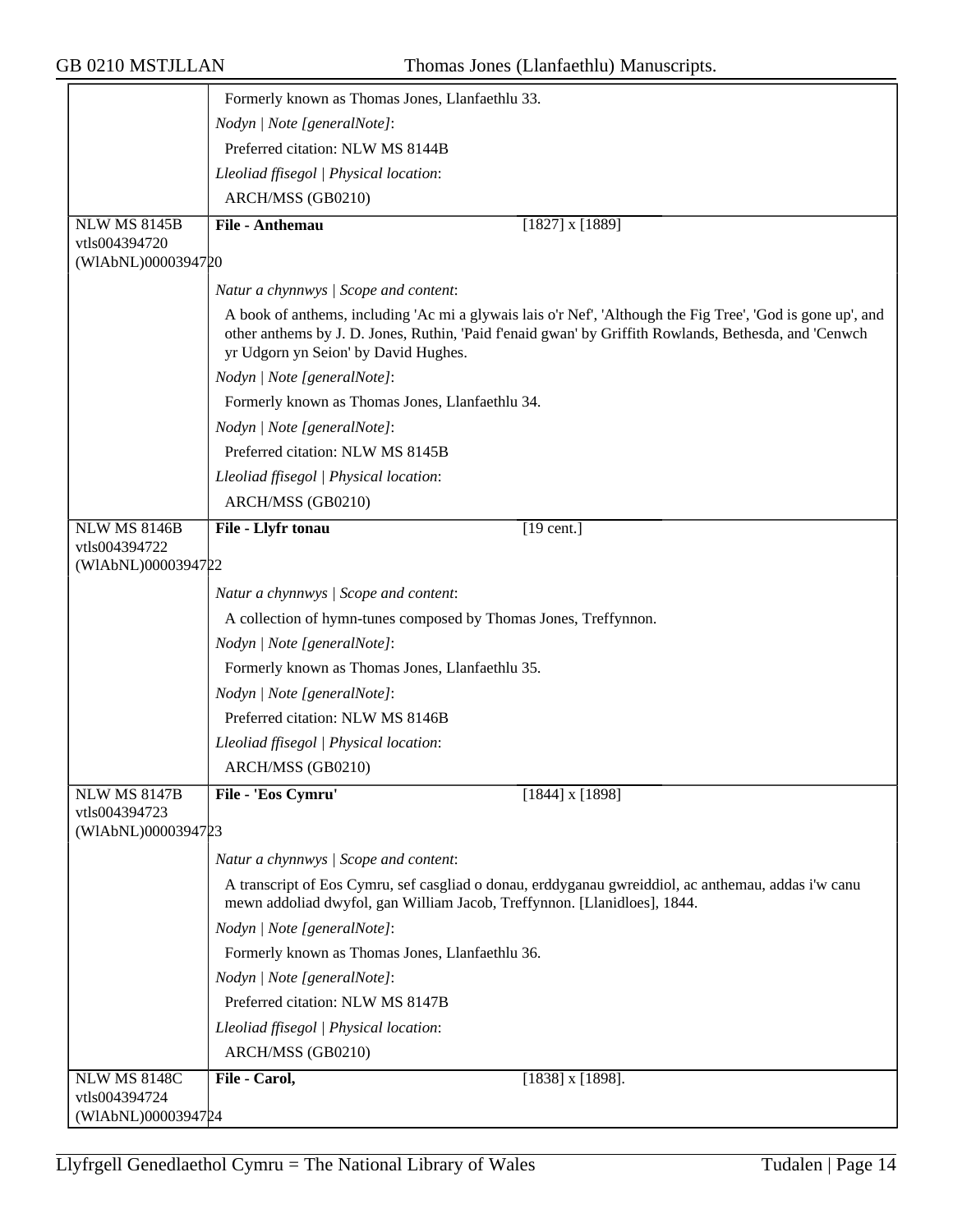Formerly known as Thomas Jones, Llanfaethlu 33.

*Nodyn | Note [generalNote]*:

Preferred citation: NLW MS 8144B

*Lleoliad ffisegol | Physical location*:

ARCH/MSS (GB0210)

---

NLW MS 8145B
vtls004394720
(WlAbNL)0000394720

**File - Anthemau** [1827] x [1889]

*Natur a chynnwys | Scope and content*:

A book of anthems, including 'Ac mi a glywais lais o'r Nef', 'Although the Fig Tree', 'God is gone up', and other anthems by J. D. Jones, Ruthin, 'Paid f'enaid gwan' by Griffith Rowlands, Bethesda, and 'Cenwch yr Udgorn yn Seion' by David Hughes.

*Nodyn | Note [generalNote]*:

Formerly known as Thomas Jones, Llanfaethlu 34.

*Nodyn | Note [generalNote]*:

Preferred citation: NLW MS 8145B

*Lleoliad ffisegol | Physical location*:

ARCH/MSS (GB0210)

---

NLW MS 8146B
vtls004394722
(WlAbNL)0000394722

**File - Llyfr tonau** [19 cent.]

*Natur a chynnwys | Scope and content*:

A collection of hymn-tunes composed by Thomas Jones, Treffynnon.

*Nodyn | Note [generalNote]*:

Formerly known as Thomas Jones, Llanfaethlu 35.

*Nodyn | Note [generalNote]*:

Preferred citation: NLW MS 8146B

*Lleoliad ffisegol | Physical location*:

ARCH/MSS (GB0210)

---

NLW MS 8147B
vtls004394723
(WlAbNL)0000394723

**File - 'Eos Cymru'** [1844] x [1898]

*Natur a chynnwys | Scope and content*:

A transcript of Eos Cymru, sef casgliad o donau, erddyganau gwreiddiol, ac anthemau, addas i'w canu mewn addoliad dwyfol, gan William Jacob, Treffynnon. [Llanidloes], 1844.

*Nodyn | Note [generalNote]*:

Formerly known as Thomas Jones, Llanfaethlu 36.

*Nodyn | Note [generalNote]*:

Preferred citation: NLW MS 8147B

*Lleoliad ffisegol | Physical location*:

ARCH/MSS (GB0210)

---

NLW MS 8148C
vtls004394724
(WlAbNL)0000394724

**File - Carol,** [1838] x [1898].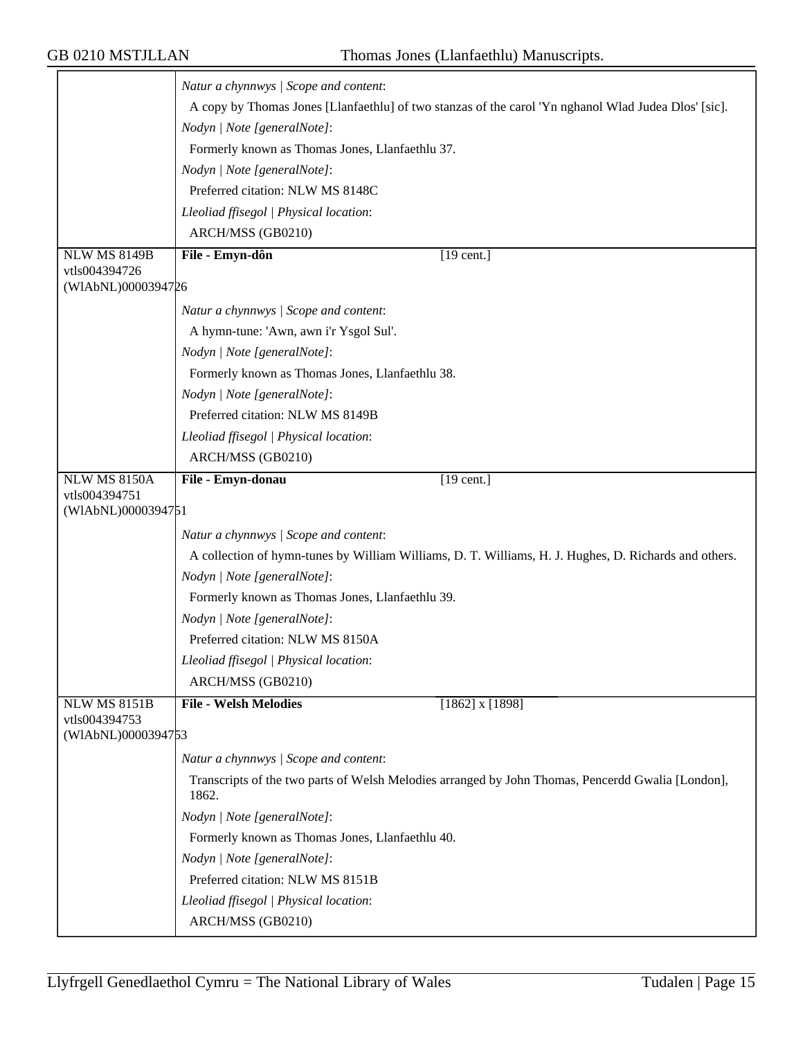| | |
|---|---|
| | *Natur a chynnwys \| Scope and content*:<br>A copy by Thomas Jones [Llanfaethlu] of two stanzas of the carol 'Yn nghanol Wlad Judea Dlos' [sic].<br>*Nodyn \| Note [generalNote]*:<br>Formerly known as Thomas Jones, Llanfaethlu 37.<br>*Nodyn \| Note [generalNote]*:<br>Preferred citation: NLW MS 8148C<br>*Lleoliad ffisegol \| Physical location*:<br>ARCH/MSS (GB0210) |
| NLW MS 8149B<br>vtls004394726<br>(WlAbNL)0000394726 | **File - Emyn-dôn** [19 cent.]<br>*Natur a chynnwys \| Scope and content*:<br>A hymn-tune: 'Awn, awn i'r Ysgol Sul'.<br>*Nodyn \| Note [generalNote]*:<br>Formerly known as Thomas Jones, Llanfaethlu 38.<br>*Nodyn \| Note [generalNote]*:<br>Preferred citation: NLW MS 8149B<br>*Lleoliad ffisegol \| Physical location*:<br>ARCH/MSS (GB0210) |
| NLW MS 8150A<br>vtls004394751<br>(WlAbNL)0000394751 | **File - Emyn-donau** [19 cent.]<br>*Natur a chynnwys \| Scope and content*:<br>A collection of hymn-tunes by William Williams, D. T. Williams, H. J. Hughes, D. Richards and others.<br>*Nodyn \| Note [generalNote]*:<br>Formerly known as Thomas Jones, Llanfaethlu 39.<br>*Nodyn \| Note [generalNote]*:<br>Preferred citation: NLW MS 8150A<br>*Lleoliad ffisegol \| Physical location*:<br>ARCH/MSS (GB0210) |
| NLW MS 8151B<br>vtls004394753<br>(WlAbNL)0000394753 | **File - Welsh Melodies** [1862] x [1898]<br>*Natur a chynnwys \| Scope and content*:<br>Transcripts of the two parts of Welsh Melodies arranged by John Thomas, Pencerdd Gwalia [London], 1862.<br>*Nodyn \| Note [generalNote]*:<br>Formerly known as Thomas Jones, Llanfaethlu 40.<br>*Nodyn \| Note [generalNote]*:<br>Preferred citation: NLW MS 8151B<br>*Lleoliad ffisegol \| Physical location*:<br>ARCH/MSS (GB0210) |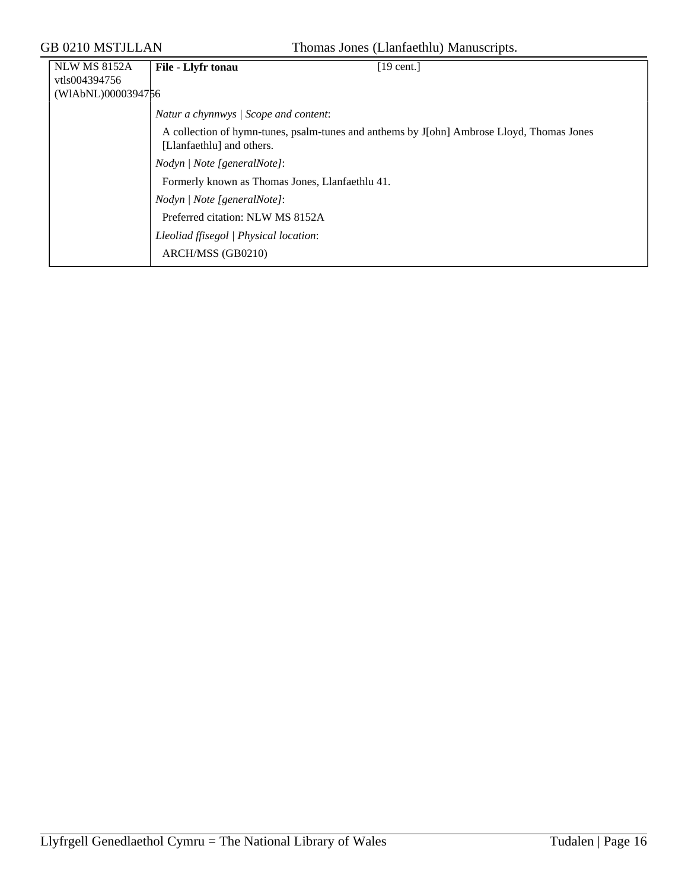| | | |
|---|---|---|
| NLW MS 8152A<br>vtls004394756<br>(WlAbNL)0000394756 | **File - Llyfr tonau** | [19 cent.] |

*Natur a chynnwys | Scope and content*:

A collection of hymn-tunes, psalm-tunes and anthems by J[ohn] Ambrose Lloyd, Thomas Jones [Llanfaethlu] and others.

*Nodyn | Note [generalNote]*:

Formerly known as Thomas Jones, Llanfaethlu 41.

*Nodyn | Note [generalNote]*:

Preferred citation: NLW MS 8152A

*Lleoliad ffisegol | Physical location*:

ARCH/MSS (GB0210)